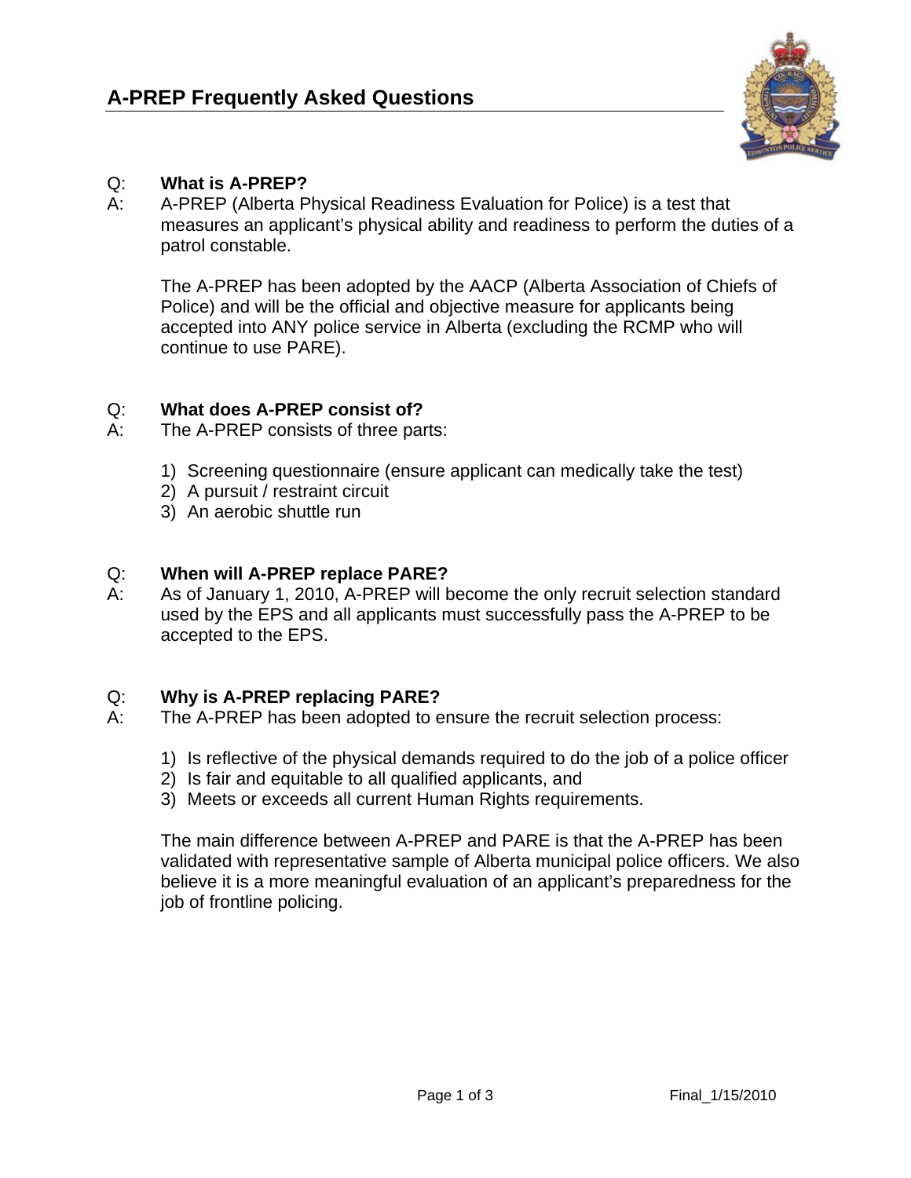# A-PREP Frequently Asked Questions

Q: **What is A-PREP?**

A: A-PREP (Alberta Physical Readiness Evaluation for Police) is a test that measures an applicant's physical ability and readiness to perform the duties of a patrol constable.

The A-PREP has been adopted by the AACP (Alberta Association of Chiefs of Police) and will be the official and objective measure for applicants being accepted into ANY police service in Alberta (excluding the RCMP who will continue to use PARE).

Q: **What does A-PREP consist of?**

A: The A-PREP consists of three parts:

1) Screening questionnaire (ensure applicant can medically take the test)
2) A pursuit / restraint circuit
3) An aerobic shuttle run

Q: **When will A-PREP replace PARE?**

A: As of January 1, 2010, A-PREP will become the only recruit selection standard used by the EPS and all applicants must successfully pass the A-PREP to be accepted to the EPS.

Q: **Why is A-PREP replacing PARE?**

A: The A-PREP has been adopted to ensure the recruit selection process:

1) Is reflective of the physical demands required to do the job of a police officer
2) Is fair and equitable to all qualified applicants, and
3) Meets or exceeds all current Human Rights requirements.

The main difference between A-PREP and PARE is that the A-PREP has been validated with representative sample of Alberta municipal police officers. We also believe it is a more meaningful evaluation of an applicant's preparedness for the job of frontline policing.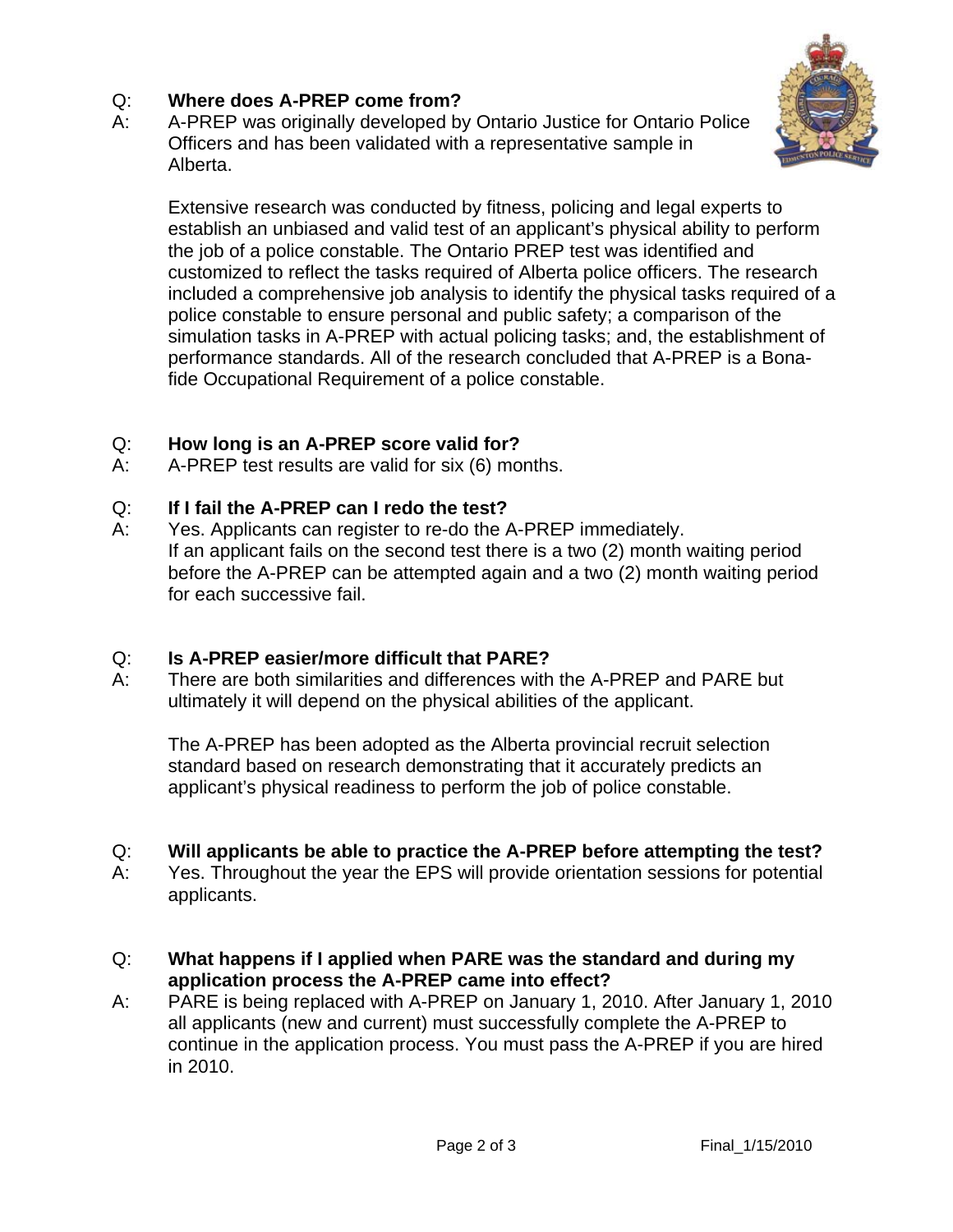Q: **Where does A-PREP come from?**

A: A-PREP was originally developed by Ontario Justice for Ontario Police Officers and has been validated with a representative sample in Alberta.

Extensive research was conducted by fitness, policing and legal experts to establish an unbiased and valid test of an applicant's physical ability to perform the job of a police constable. The Ontario PREP test was identified and customized to reflect the tasks required of Alberta police officers. The research included a comprehensive job analysis to identify the physical tasks required of a police constable to ensure personal and public safety; a comparison of the simulation tasks in A-PREP with actual policing tasks; and, the establishment of performance standards. All of the research concluded that A-PREP is a Bona-fide Occupational Requirement of a police constable.

Q: **How long is an A-PREP score valid for?**

A: A-PREP test results are valid for six (6) months.

Q: **If I fail the A-PREP can I redo the test?**

A: Yes. Applicants can register to re-do the A-PREP immediately. If an applicant fails on the second test there is a two (2) month waiting period before the A-PREP can be attempted again and a two (2) month waiting period for each successive fail.

Q: **Is A-PREP easier/more difficult that PARE?**

A: There are both similarities and differences with the A-PREP and PARE but ultimately it will depend on the physical abilities of the applicant.

The A-PREP has been adopted as the Alberta provincial recruit selection standard based on research demonstrating that it accurately predicts an applicant's physical readiness to perform the job of police constable.

Q: **Will applicants be able to practice the A-PREP before attempting the test?**

A: Yes. Throughout the year the EPS will provide orientation sessions for potential applicants.

Q: **What happens if I applied when PARE was the standard and during my application process the A-PREP came into effect?**

A: PARE is being replaced with A-PREP on January 1, 2010. After January 1, 2010 all applicants (new and current) must successfully complete the A-PREP to continue in the application process. You must pass the A-PREP if you are hired in 2010.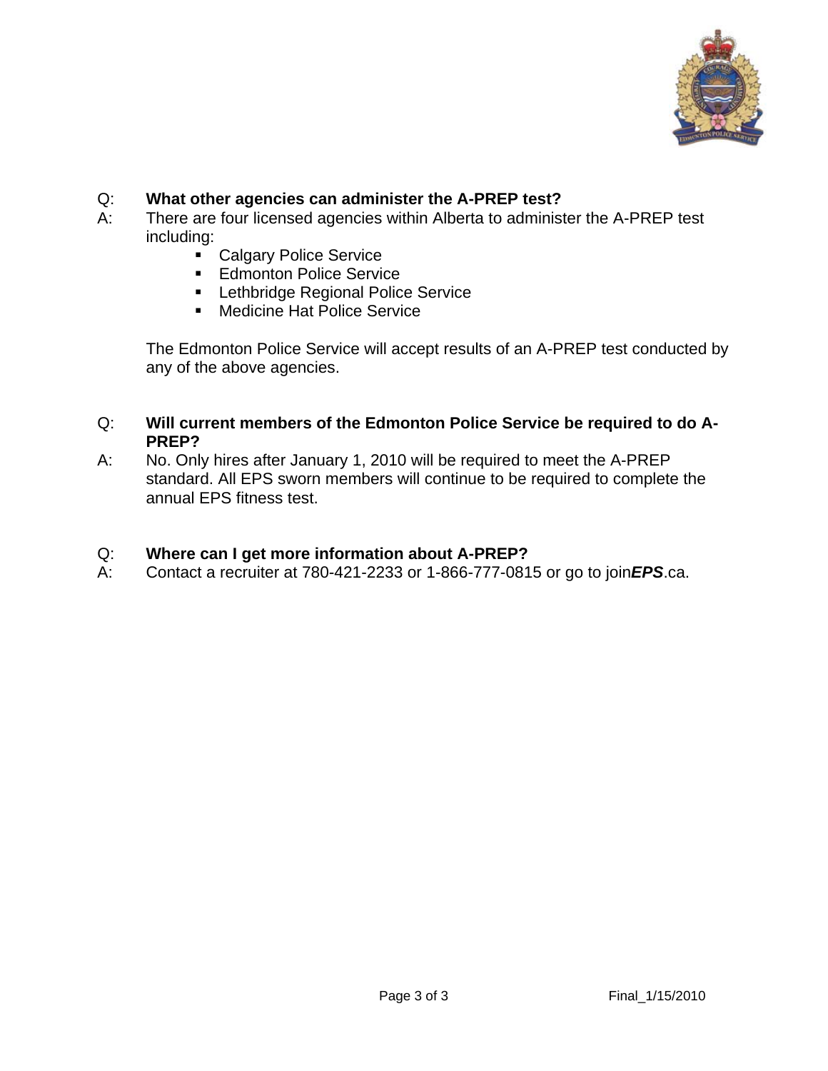Q: **What other agencies can administer the A-PREP test?**

A: There are four licensed agencies within Alberta to administer the A-PREP test including:

- Calgary Police Service
- Edmonton Police Service
- Lethbridge Regional Police Service
- Medicine Hat Police Service

The Edmonton Police Service will accept results of an A-PREP test conducted by any of the above agencies.

Q: **Will current members of the Edmonton Police Service be required to do A-PREP?**

A: No. Only hires after January 1, 2010 will be required to meet the A-PREP standard. All EPS sworn members will continue to be required to complete the annual EPS fitness test.

Q: **Where can I get more information about A-PREP?**

A: Contact a recruiter at 780-421-2233 or 1-866-777-0815 or go to join***EPS***.ca.

Final_1/15/2010